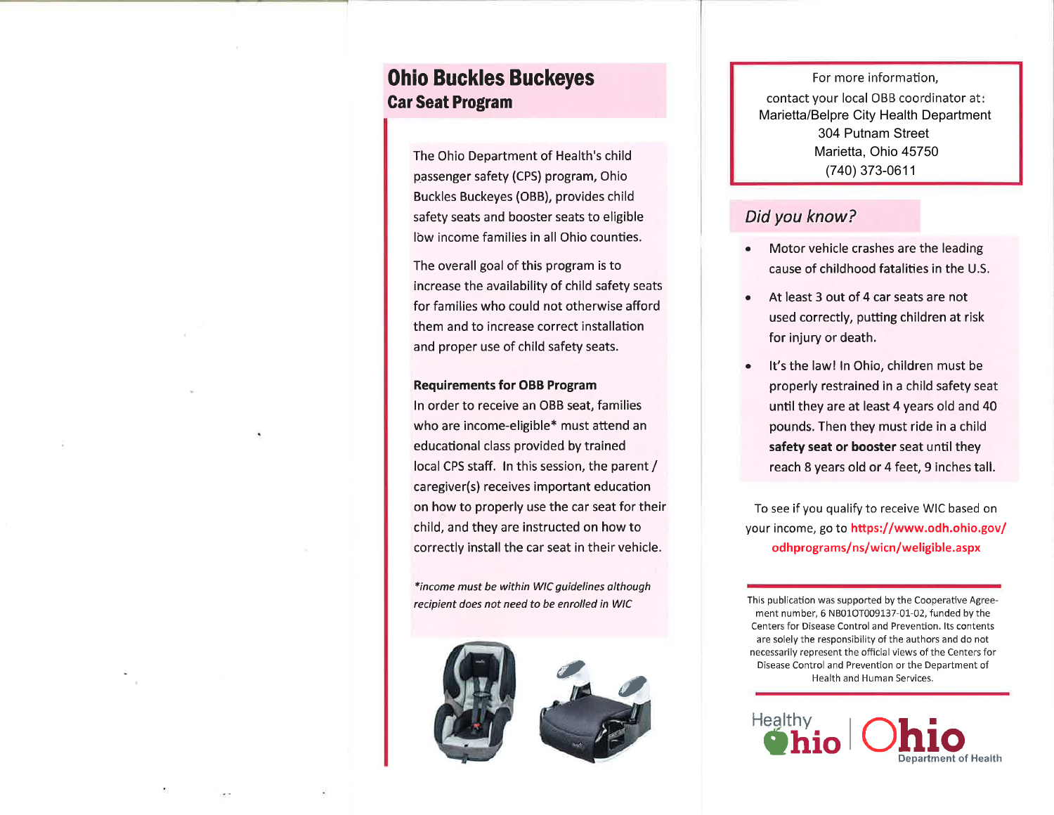# Ohio Buckles Buckeyes
## Car Seat Program

The Ohio Department of Health's child passenger safety (CPS) program, Ohio Buckles Buckeyes (OBB), provides child safety seats and booster seats to eligible low income families in all Ohio counties.

The overall goal of this program is to increase the availability of child safety seats for families who could not otherwise afford them and to increase correct installation and proper use of child safety seats.

**Requirements for OBB Program**
In order to receive an OBB seat, families who are income-eligible* must attend an educational class provided by trained local CPS staff. In this session, the parent / caregiver(s) receives important education on how to properly use the car seat for their child, and they are instructed on how to correctly install the car seat in their vehicle.

*\*income must be within WIC guidelines although recipient does not need to be enrolled in WIC*

For more information,
contact your local OBB coordinator at:
Marietta/Belpre City Health Department
304 Putnam Street
Marietta, Ohio 45750
(740) 373-0611

## *Did you know?*

- Motor vehicle crashes are the leading cause of childhood fatalities in the U.S.
- At least 3 out of 4 car seats are not used correctly, putting children at risk for injury or death.
- It's the law! In Ohio, children must be properly restrained in a child safety seat until they are at least 4 years old and 40 pounds. Then they must ride in a child **safety seat or booster** seat until they reach 8 years old or 4 feet, 9 inches tall.

To see if you qualify to receive WIC based on your income, go to **https://www.odh.ohio.gov/odhprograms/ns/wicn/weligible.aspx**

This publication was supported by the Cooperative Agreement number, 6 NB01OT009137-01-02, funded by the Centers for Disease Control and Prevention. Its contents are solely the responsibility of the authors and do not necessarily represent the official views of the Centers for Disease Control and Prevention or the Department of Health and Human Services.

Healthy Ohio | Ohio Department of Health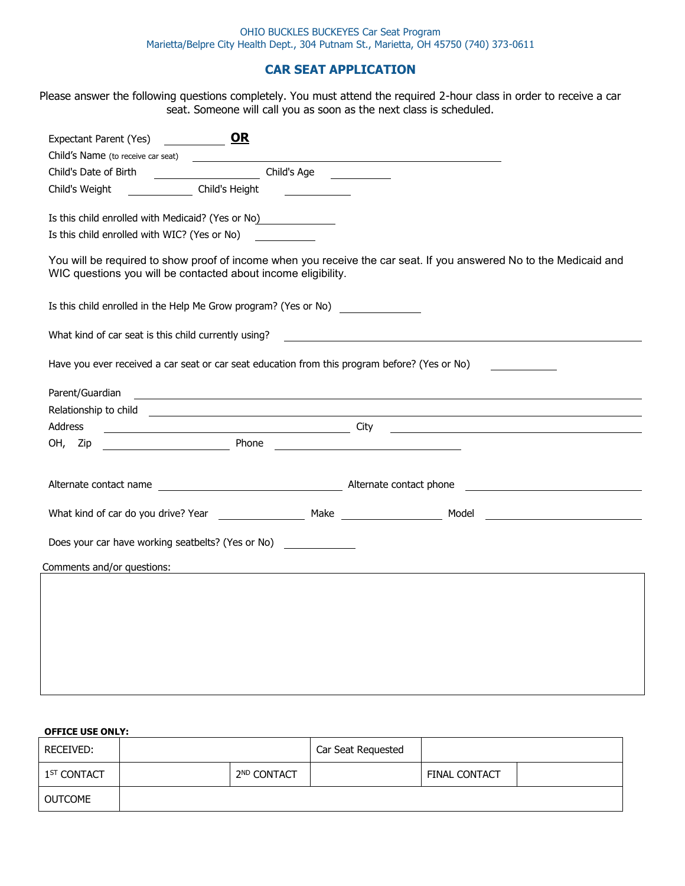OHIO BUCKLES BUCKEYES Car Seat Program
Marietta/Belpre City Health Dept., 304 Putnam St., Marietta, OH 45750 (740) 373-0611

## CAR SEAT APPLICATION

Please answer the following questions completely. You must attend the required 2-hour class in order to receive a car seat. Someone will call you as soon as the next class is scheduled.

Expectant Parent (Yes) __________ **OR**

Child's Name (to receive car seat) ______________________________

Child's Date of Birth ______________ Child's Age __________

Child's Weight __________ Child's Height __________

Is this child enrolled with Medicaid? (Yes or No) __________

Is this child enrolled with WIC? (Yes or No) __________

You will be required to show proof of income when you receive the car seat. If you answered No to the Medicaid and WIC questions you will be contacted about income eligibility.

Is this child enrolled in the Help Me Grow program? (Yes or No) __________

What kind of car seat is this child currently using? ______________________________

Have you ever received a car seat or car seat education from this program before? (Yes or No) __________

Parent/Guardian ______________________________

Relationship to child ______________________________

Address ______________________ City ______________________

OH, Zip ______________ Phone ______________________

Alternate contact name ______________________ Alternate contact phone ______________________

What kind of car do you drive? Year __________ Make __________ Model __________

Does your car have working seatbelts? (Yes or No) __________

Comments and/or questions:

**OFFICE USE ONLY:**

| | | | | | |
|---|---|---|---|---|---|
| RECEIVED: | | | Car Seat Requested | | |
| 1ST CONTACT | | 2ND CONTACT | | FINAL CONTACT | |
| OUTCOME | | | | | |